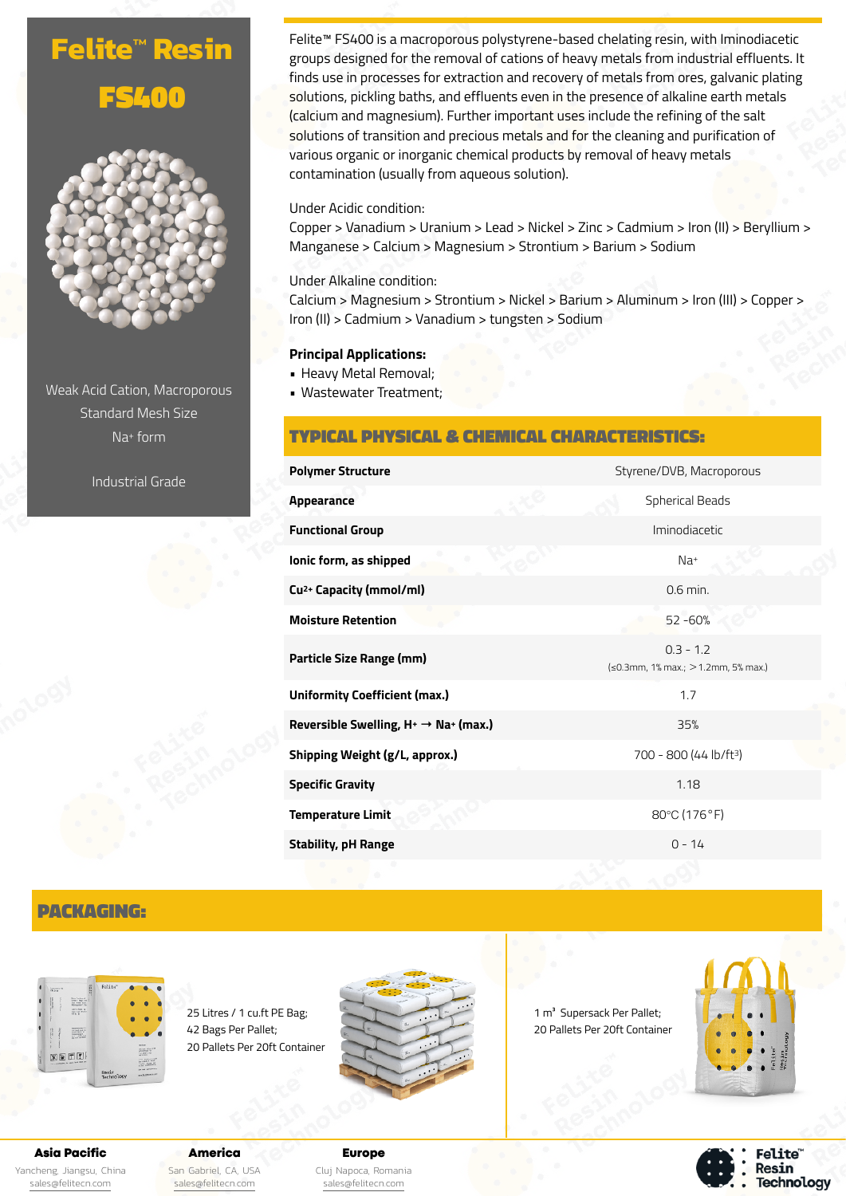# Felite™ Resin

# FS400

Weak Acid Cation, Macroporous

Standard Mesh Size

$Na^+$ form

Industrial Grade

Felite™ FS400 is a macroporous polystyrene-based chelating resin, with Iminodiacetic groups designed for the removal of cations of heavy metals from industrial effluents. It finds use in processes for extraction and recovery of metals from ores, galvanic plating solutions, pickling baths, and effluents even in the presence of alkaline earth metals (calcium and magnesium). Further important uses include the refining of the salt solutions of transition and precious metals and for the cleaning and purification of various organic or inorganic chemical products by removal of heavy metals contamination (usually from aqueous solution).

Under Acidic condition:
Copper > Vanadium > Uranium > Lead > Nickel > Zinc > Cadmium > Iron (II) > Beryllium > Manganese > Calcium > Magnesium > Strontium > Barium > Sodium

Under Alkaline condition:
Calcium > Magnesium > Strontium > Nickel > Barium > Aluminum > Iron (III) > Copper > Iron (II) > Cadmium > Vanadium > tungsten > Sodium

**Principal Applications:**

- Heavy Metal Removal;
- Wastewater Treatment;

## TYPICAL PHYSICAL & CHEMICAL CHARACTERISTICS:

| | |
|---|---|
| **Polymer Structure** | Styrene/DVB, Macroporous |
| **Appearance** | Spherical Beads |
| **Functional Group** | Iminodiacetic |
| **Ionic form, as shipped** | $Na^+$ |
| **$Cu^{2+}$ Capacity (mmol/ml)** | 0.6 min. |
| **Moisture Retention** | 52 -60% |
| **Particle Size Range (mm)** | 0.3 - 1.2 (≤0.3mm, 1% max.; >1.2mm, 5% max.) |
| **Uniformity Coefficient (max.)** | 1.7 |
| **Reversible Swelling, $H^+ \rightarrow Na^+$ (max.)** | 35% |
| **Shipping Weight (g/L, approx.)** | 700 - 800 (44 lb/ft³) |
| **Specific Gravity** | 1.18 |
| **Temperature Limit** | 80°C (176°F) |
| **Stability, pH Range** | 0 - 14 |

## PACKAGING:

25 Litres / 1 cu.ft PE Bag;
42 Bags Per Pallet;
20 Pallets Per 20ft Container

1 m³ Supersack Per Pallet;
20 Pallets Per 20ft Container

**Asia Pacific**
Yancheng, Jiangsu, China
sales@felitecn.com

**America**
San Gabriel, CA, USA
sales@felitecn.com

**Europe**
Cluj Napoca, Romania
sales@felitecn.com

Felite™ Resin Technology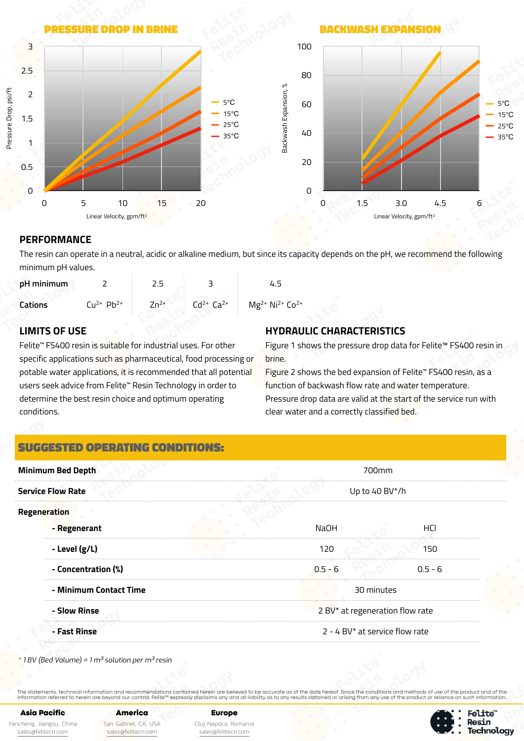PRESSURE DROP IN BRINE

Pressure Drop, psi/ft

3
2.5
2
1.5
1
0.5
0

0 5 10 15 20

Linear Velocity, gpm/ft²

5°C
15°C
25°C
35°C

BACKWASH EXPANSION

Backwash Expansion, %

100
80
60
40
20
0

0 1.5 3.0 4.5 6

Linear Velocity, gpm/ft²

5°C
15°C
25°C
35°C

## PERFORMANCE

The resin can operate in a neutral, acidic or alkaline medium, but since its capacity depends on the pH, we recommend the following minimum pH values.

| | | | | |
|---|---|---|---|---|
| **pH minimum** | 2 | 2.5 | 3 | 4.5 |
| **Cations** | $Cu^{2+}$ $Pb^{2+}$ | $Zn^{2+}$ | $Cd^{2+}$ $Ca^{2+}$ | $Mg^{2+}$ $Ni^{2+}$ $Co^{2+}$ |

## LIMITS OF USE

Felite™ FS400 resin is suitable for industrial uses. For other specific applications such as pharmaceutical, food processing or potable water applications, it is recommended that all potential users seek advice from Felite™ Resin Technology in order to determine the best resin choice and optimum operating conditions.

## HYDRAULIC CHARACTERISTICS

Figure 1 shows the pressure drop data for Felite™ FS400 resin in brine.

Figure 2 shows the bed expansion of Felite™ FS400 resin, as a function of backwash flow rate and water temperature.

Pressure drop data are valid at the start of the service run with clear water and a correctly classified bed.

## SUGGESTED OPERATING CONDITIONS:

| | | |
|---|---|---|
| **Minimum Bed Depth** | 700mm | |
| **Service Flow Rate** | Up to 40 BV*/h | |
| **Regeneration** | | |
| **- Regenerant** | NaOH | HCl |
| **- Level (g/L)** | 120 | 150 |
| **- Concentration (%)** | 0.5 - 6 | 0.5 - 6 |
| **- Minimum Contact Time** | 30 minutes | |
| **- Slow Rinse** | 2 BV* at regeneration flow rate | |
| **- Fast Rinse** | 2 - 4 BV* at service flow rate | |

*\* 1 BV (Bed Volume) = 1 $m^3$ solution per $m^3$ resin*

The statements, technical information and recommendations contained herein are believed to be accurate as of the date hereof. Since the conditions and methods of use of the product and of the information referred to herein are beyond our control, Felite™ expressly disclaims any and all liability as to any results obtained or arising from any use of the product or reliance on such information.

**Asia Pacific**
Yancheng, Jiangsu, China
sales@felitecn.com

**America**
San Gabriel, CA, USA
sales@felitecn.com

**Europe**
Cluj Napoca, Romania
sales@felitecn.com

Felite™ Resin Technology